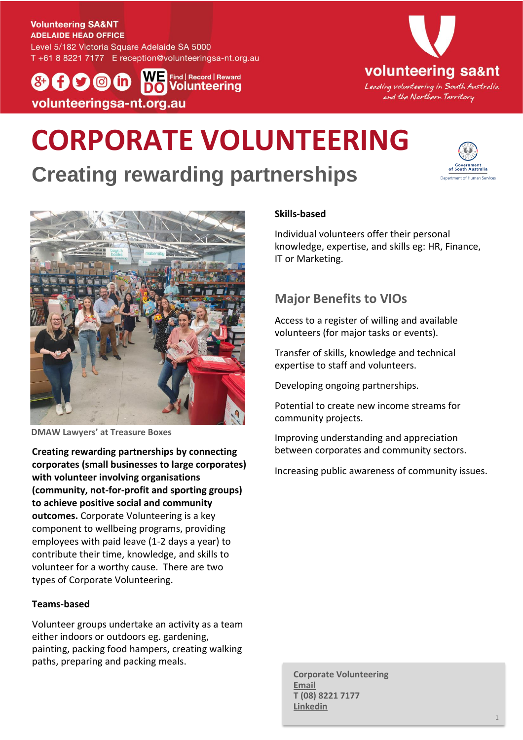Volunteering SA&NT
ADELAIDE HEAD OFFICE
Level 5/182 Victoria Square Adelaide SA 5000
T +61 8 8221 7177 E reception@volunteeringsa-nt.org.au

WE DO Find | Record | Reward Volunteering

volunteeringsa-nt.org.au

volunteering sa&nt
*Leading volunteering in South Australia and the Northern Territory*

# CORPORATE VOLUNTEERING

## Creating rewarding partnerships

Government of South Australia
Department of Human Services

DMAW Lawyers' at Treasure Boxes

**Creating rewarding partnerships by connecting corporates (small businesses to large corporates) with volunteer involving organisations (community, not-for-profit and sporting groups) to achieve positive social and community outcomes.** Corporate Volunteering is a key component to wellbeing programs, providing employees with paid leave (1-2 days a year) to contribute their time, knowledge, and skills to volunteer for a worthy cause. There are two types of Corporate Volunteering.

**Teams-based**

Volunteer groups undertake an activity as a team either indoors or outdoors eg. gardening, painting, packing food hampers, creating walking paths, preparing and packing meals.

**Skills-based**

Individual volunteers offer their personal knowledge, expertise, and skills eg: HR, Finance, IT or Marketing.

### Major Benefits to VIOs

Access to a register of willing and available volunteers (for major tasks or events).

Transfer of skills, knowledge and technical expertise to staff and volunteers.

Developing ongoing partnerships.

Potential to create new income streams for community projects.

Improving understanding and appreciation between corporates and community sectors.

Increasing public awareness of community issues.

**Corporate Volunteering**
**Email**
**T (08) 8221 7177**
**Linkedin**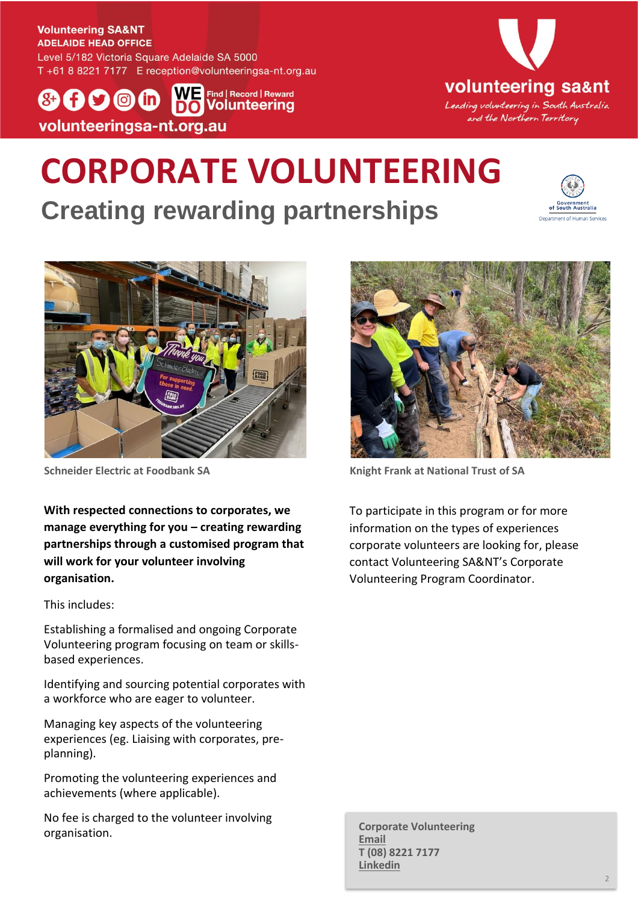Volunteering SA&NT
ADELAIDE HEAD OFFICE
Level 5/182 Victoria Square Adelaide SA 5000
T +61 8 8221 7177 E reception@volunteeringsa-nt.org.au

WE DO Find | Record | Reward Volunteering

volunteeringsa-nt.org.au

volunteering sa&nt
*Leading volunteering in South Australia and the Northern Territory*

# CORPORATE VOLUNTEERING

## Creating rewarding partnerships

Government of South Australia
Department of Human Services

Schneider Electric at Foodbank SA

Knight Frank at National Trust of SA

**With respected connections to corporates, we manage everything for you – creating rewarding partnerships through a customised program that will work for your volunteer involving organisation.**

This includes:

Establishing a formalised and ongoing Corporate Volunteering program focusing on team or skills-based experiences.

Identifying and sourcing potential corporates with a workforce who are eager to volunteer.

Managing key aspects of the volunteering experiences (eg. Liaising with corporates, pre-planning).

Promoting the volunteering experiences and achievements (where applicable).

No fee is charged to the volunteer involving organisation.

To participate in this program or for more information on the types of experiences corporate volunteers are looking for, please contact Volunteering SA&NT's Corporate Volunteering Program Coordinator.

**Corporate Volunteering**
**Email**
**T (08) 8221 7177**
**Linkedin**